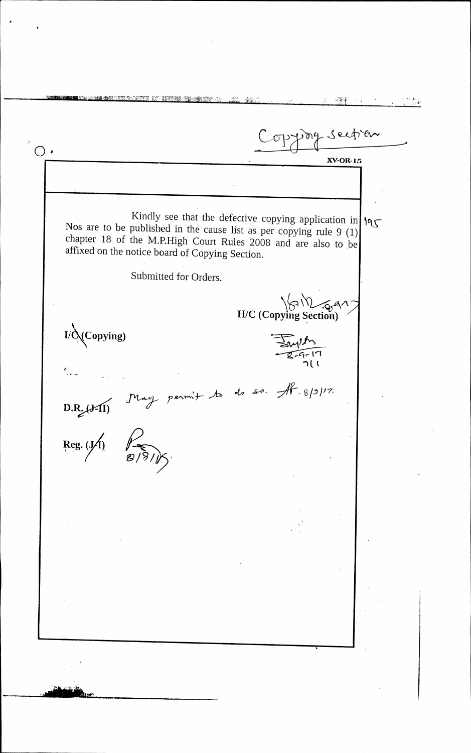Copying Section

**XV-OR-15**

Kindly see that the defective copying application in 195 Nos are to be published in the cause list as per copying rule 9 (1) chapter 18 of the M.P.High Court Rules 2008 and are also to be affixed on the notice board of Copying Section.

Submitted for Orders.

16/12.917

**H/C (Copying Section)**

**I/C (Copying)**

8-9-17

**D.R. (J-II)** May permit to do so. 8/9/17.

**Reg. (J-I)** 8/9/17.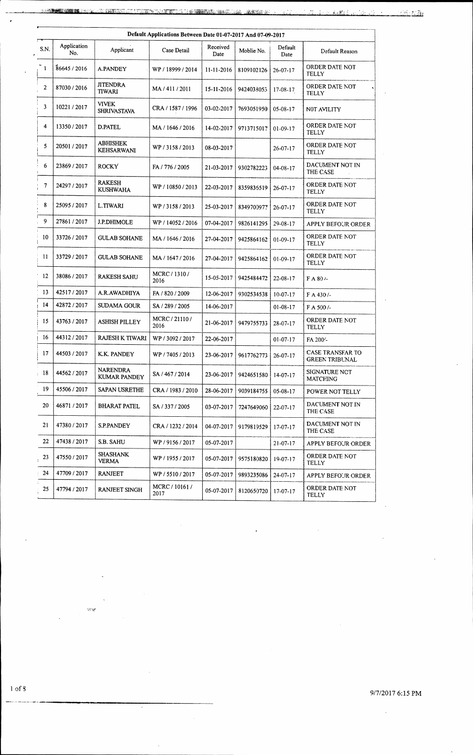## Default Applications Between Date 01-07-2017 And 07-09-2017

| S.N. | Application No. | Applicant | Case Detail | Received Date | Moblie No. | Default Date | Default Reason |
|---|---|---|---|---|---|---|---|
| 1 | 86645 / 2016 | A.PANDEY | WP / 18999 / 2014 | 11-11-2016 | 8109102126 | 26-07-17 | ORDER DATE NOT TELLY |
| 2 | 87030 / 2016 | JITENDRA TIWARI | MA / 411 / 2011 | 15-11-2016 | 9424038055 | 17-08-17 | ORDER DATE NOT TELLY |
| 3 | 10221 / 2017 | VIVEK SHRIVASTAVA | CRA / 1587 / 1996 | 03-02-2017 | 7693051950 | 05-08-17 | NOT AVILITY |
| 4 | 13350 / 2017 | D.PATEL | MA / 1646 / 2016 | 14-02-2017 | 9713715017 | 01-09-17 | ORDER DATE NOT TELLY |
| 5 | 20501 / 2017 | ABHISHEK KEHSARWANI | WP / 3158 / 2013 | 08-03-2017 | | 26-07-17 | ORDER DATE NOT TELLY |
| 6 | 23869 / 2017 | ROCKY | FA / 776 / 2005 | 21-03-2017 | 9302782223 | 04-08-17 | DACUMENT NOT IN THE CASE |
| 7 | 24297 / 2017 | RAKESH KUSHWAHA | WP / 10850 / 2013 | 22-03-2017 | 8359836519 | 26-07-17 | ORDER DATE NOT TELLY |
| 8 | 25095 / 2017 | L.TIWARI | WP / 3158 / 2013 | 25-03-2017 | 8349700977 | 26-07-17 | ORDER DATE NOT TELLY |
| 9 | 27861 / 2017 | J.P.DHIMOLE | WP / 14052 / 2016 | 07-04-2017 | 9826141295 | 29-08-17 | APPLY BEFOUR ORDER |
| 10 | 33726 / 2017 | GULAB SOHANE | MA / 1646 / 2016 | 27-04-2017 | 9425864162 | 01-09-17 | ORDER DATE NOT TELLY |
| 11 | 33729 / 2017 | GULAB SOHANE | MA / 1647 / 2016 | 27-04-2017 | 9425864162 | 01-09-17 | ORDER DATE NOT TELLY |
| 12 | 38086 / 2017 | RAKESH SAHU | MCRC / 1310 / 2016 | 15-05-2017 | 9425484472 | 22-08-17 | F A 80 /- |
| 13 | 42517 / 2017 | A.R.AWADHIYA | FA / 820 / 2009 | 12-06-2017 | 9302534538 | 10-07-17 | F A 430 /- |
| 14 | 42872 / 2017 | SUDAMA GOUR | SA / 289 / 2005 | 14-06-2017 | | 01-08-17 | F A 500 /- |
| 15 | 43763 / 2017 | ASHISH PILLEY | MCRC / 21110 / 2016 | 21-06-2017 | 9479755733 | 28-07-17 | ORDER DATE NOT TELLY |
| 16 | 44312 / 2017 | RAJESH K TIWARI | WP / 3092 / 2017 | 22-06-2017 | | 01-07-17 | FA 200/- |
| 17 | 44503 / 2017 | K.K. PANDEY | WP / 7405 / 2013 | 23-06-2017 | 9617762773 | 26-07-17 | CASE TRANSFAR TO GREEN TRIBUNAL |
| 18 | 44562 / 2017 | NARENDRA KUMAR PANDEY | SA / 467 / 2014 | 23-06-2017 | 9424651580 | 14-07-17 | SIGNATURE NOT MATCHING |
| 19 | 45506 / 2017 | SAPAN USRETHE | CRA / 1983 / 2010 | 28-06-2017 | 9039184755 | 05-08-17 | POWER NOT TELLY |
| 20 | 46871 / 2017 | BHARAT PATEL | SA / 337 / 2005 | 03-07-2017 | 7247649060 | 22-07-17 | DACUMENT NOT IN THE CASE |
| 21 | 47380 / 2017 | S.P.PANDEY | CRA / 1232 / 2014 | 04-07-2017 | 9179819529 | 17-07-17 | DACUMENT NOT IN THE CASE |
| 22 | 47438 / 2017 | S.B. SAHU | WP / 9156 / 2017 | 05-07-2017 | | 21-07-17 | APPLY BEFOUR ORDER |
| 23 | 47550 / 2017 | SHASHANK VERMA | WP / 1955 / 2017 | 05-07-2017 | 9575180820 | 19-07-17 | ORDER DATE NOT TELLY |
| 24 | 47709 / 2017 | RANJEET | WP / 5510 / 2017 | 05-07-2017 | 9893235086 | 24-07-17 | APPLY BEFOUR ORDER |
| 25 | 47794 / 2017 | RANJEET SINGH | MCRC / 10161 / 2017 | 05-07-2017 | 8120650720 | 17-07-17 | ORDER DATE NOT TELLY |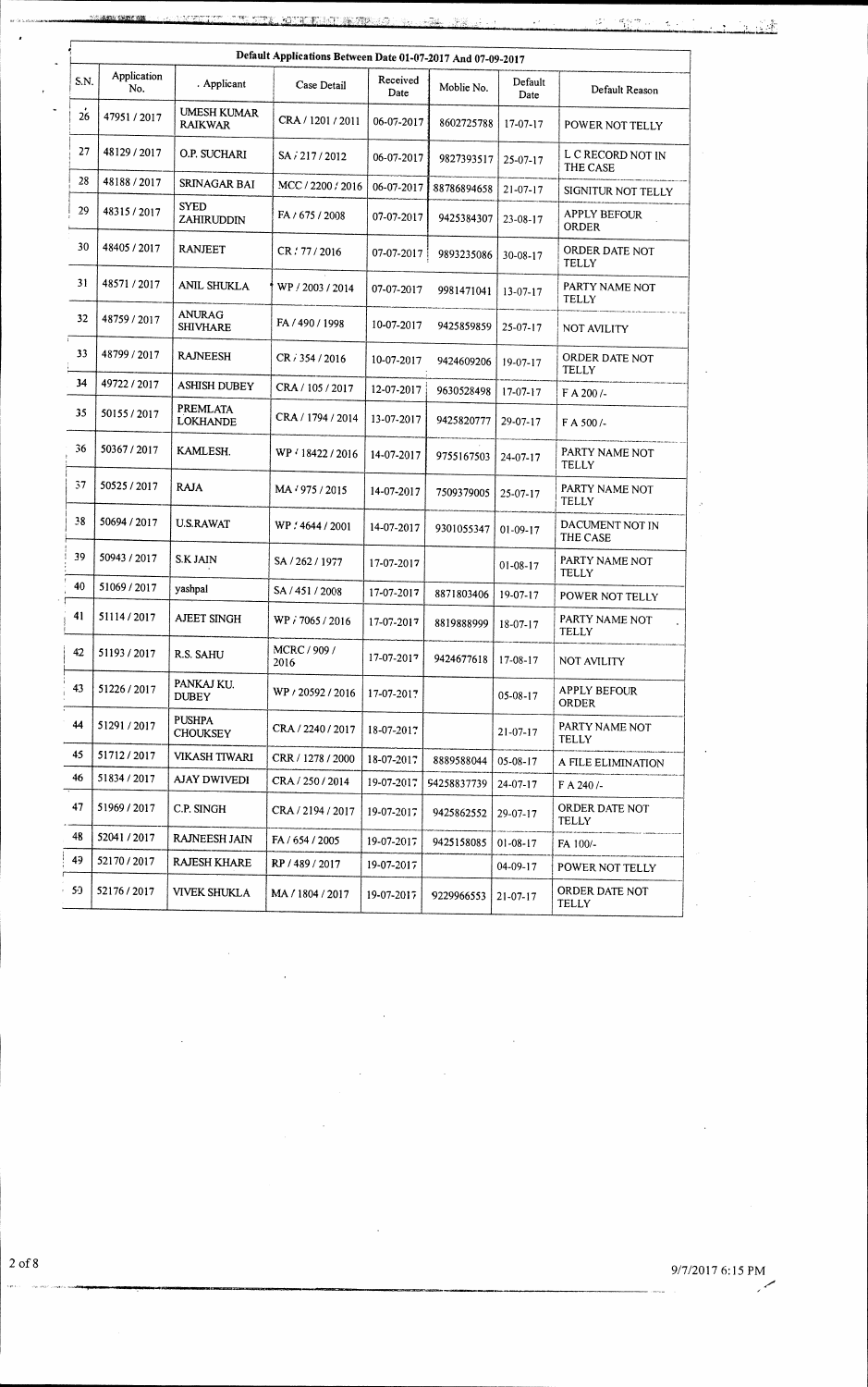| S.N. | Application No. | Applicant | Case Detail | Received Date | Moblie No. | Default Date | Default Reason |
|---|---|---|---|---|---|---|---|
| Default Applications Between Date 01-07-2017 And 07-09-2017 | | | | | | | |
| 26 | 47951 / 2017 | UMESH KUMAR RAIKWAR | CRA / 1201 / 2011 | 06-07-2017 | 8602725788 | 17-07-17 | POWER NOT TELLY |
| 27 | 48129 / 2017 | O.P. SUCHARI | SA / 217 / 2012 | 06-07-2017 | 9827393517 | 25-07-17 | L C RECORD NOT IN THE CASE |
| 28 | 48188 / 2017 | SRINAGAR BAI | MCC / 2200 / 2016 | 06-07-2017 | 88786894658 | 21-07-17 | SIGNITUR NOT TELLY |
| 29 | 48315 / 2017 | SYED ZAHIRUDDIN | FA / 675 / 2008 | 07-07-2017 | 9425384307 | 23-08-17 | APPLY BEFOUR ORDER |
| 30 | 48405 / 2017 | RANJEET | CR / 77 / 2016 | 07-07-2017 | 9893235086 | 30-08-17 | ORDER DATE NOT TELLY |
| 31 | 48571 / 2017 | ANIL SHUKLA | WP / 2003 / 2014 | 07-07-2017 | 9981471041 | 13-07-17 | PARTY NAME NOT TELLY |
| 32 | 48759 / 2017 | ANURAG SHIVHARE | FA / 490 / 1998 | 10-07-2017 | 9425859859 | 25-07-17 | NOT AVILITY |
| 33 | 48799 / 2017 | RAJNEESH | CR / 354 / 2016 | 10-07-2017 | 9424609206 | 19-07-17 | ORDER DATE NOT TELLY |
| 34 | 49722 / 2017 | ASHISH DUBEY | CRA / 105 / 2017 | 12-07-2017 | 9630528498 | 17-07-17 | F A 200 /- |
| 35 | 50155 / 2017 | PREMLATA LOKHANDE | CRA / 1794 / 2014 | 13-07-2017 | 9425820777 | 29-07-17 | F A 500 /- |
| 36 | 50367 / 2017 | KAMLESH. | WP / 18422 / 2016 | 14-07-2017 | 9755167503 | 24-07-17 | PARTY NAME NOT TELLY |
| 37 | 50525 / 2017 | RAJA | MA / 975 / 2015 | 14-07-2017 | 7509379005 | 25-07-17 | PARTY NAME NOT TELLY |
| 38 | 50694 / 2017 | U.S.RAWAT | WP / 4644 / 2001 | 14-07-2017 | 9301055347 | 01-09-17 | DACUMENT NOT IN THE CASE |
| 39 | 50943 / 2017 | S.K JAIN | SA / 262 / 1977 | 17-07-2017 | | 01-08-17 | PARTY NAME NOT TELLY |
| 40 | 51069 / 2017 | yashpal | SA / 451 / 2008 | 17-07-2017 | 8871803406 | 19-07-17 | POWER NOT TELLY |
| 41 | 51114 / 2017 | AJEET SINGH | WP / 7065 / 2016 | 17-07-2017 | 8819888999 | 18-07-17 | PARTY NAME NOT TELLY |
| 42 | 51193 / 2017 | R.S. SAHU | MCRC / 909 / 2016 | 17-07-2017 | 9424677618 | 17-08-17 | NOT AVILITY |
| 43 | 51226 / 2017 | PANKAJ KU. DUBEY | WP / 20592 / 2016 | 17-07-2017 | | 05-08-17 | APPLY BEFOUR ORDER |
| 44 | 51291 / 2017 | PUSHPA CHOUKSEY | CRA / 2240 / 2017 | 18-07-2017 | | 21-07-17 | PARTY NAME NOT TELLY |
| 45 | 51712 / 2017 | VIKASH TIWARI | CRR / 1278 / 2000 | 18-07-2017 | 8889588044 | 05-08-17 | A FILE ELIMINATION |
| 46 | 51834 / 2017 | AJAY DWIVEDI | CRA / 250 / 2014 | 19-07-2017 | 94258837739 | 24-07-17 | F A 240 /- |
| 47 | 51969 / 2017 | C.P. SINGH | CRA / 2194 / 2017 | 19-07-2017 | 9425862552 | 29-07-17 | ORDER DATE NOT TELLY |
| 48 | 52041 / 2017 | RAJNEESH JAIN | FA / 654 / 2005 | 19-07-2017 | 9425158085 | 01-08-17 | FA 100/- |
| 49 | 52170 / 2017 | RAJESH KHARE | RP / 489 / 2017 | 19-07-2017 | | 04-09-17 | POWER NOT TELLY |
| 50 | 52176 / 2017 | VIVEK SHUKLA | MA / 1804 / 2017 | 19-07-2017 | 9229966553 | 21-07-17 | ORDER DATE NOT TELLY |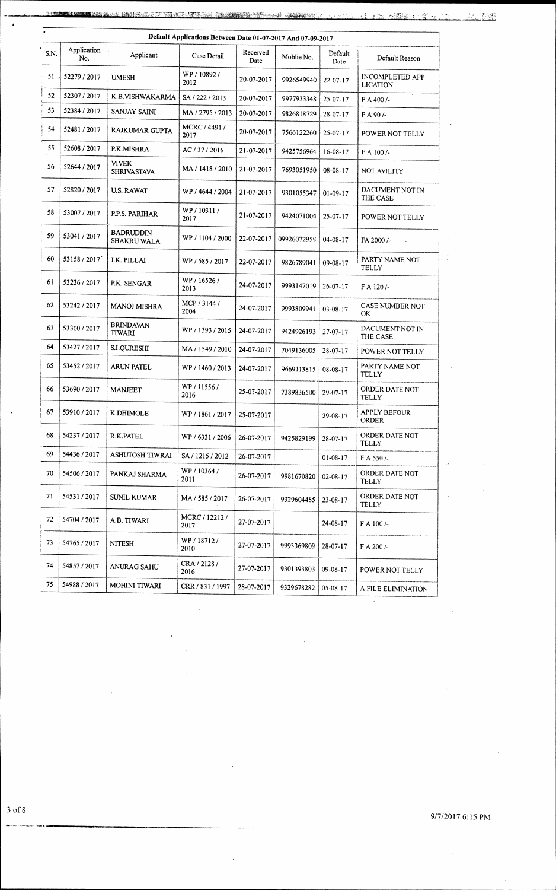| S.N. | Application No. | Applicant | Case Detail | Received Date | Moblie No. | Default Date | Default Reason |
|---|---|---|---|---|---|---|---|
| Default Applications Between Date 01-07-2017 And 07-09-2017 | | | | | | | |
| 51 | 52279 / 2017 | UMESH | WP / 10892 / 2012 | 20-07-2017 | 9926549940 | 22-07-17 | INCOMPLETED APP LICATION |
| 52 | 52307 / 2017 | K.B.VISHWAKARMA | SA / 222 / 2013 | 20-07-2017 | 9977933348 | 25-07-17 | F A 400 /- |
| 53 | 52384 / 2017 | SANJAY SAINI | MA / 2795 / 2013 | 20-07-2017 | 9826818729 | 28-07-17 | F A 90 /- |
| 54 | 52481 / 2017 | RAJKUMAR GUPTA | MCRC / 4491 / 2017 | 20-07-2017 | 7566122260 | 25-07-17 | POWER NOT TELLY |
| 55 | 52608 / 2017 | P.K.MISHRA | AC / 37 / 2016 | 21-07-2017 | 9425756964 | 16-08-17 | F A 100 /- |
| 56 | 52644 / 2017 | VIVEK SHRIVASTAVA | MA / 1418 / 2010 | 21-07-2017 | 7693051950 | 08-08-17 | NOT AVILITY |
| 57 | 52820 / 2017 | U.S. RAWAT | WP / 4644 / 2004 | 21-07-2017 | 9301055347 | 01-09-17 | DACUMENT NOT IN THE CASE |
| 58 | 53007 / 2017 | P.P.S. PARIHAR | WP / 10311 / 2017 | 21-07-2017 | 9424071004 | 25-07-17 | POWER NOT TELLY |
| 59 | 53041 / 2017 | BADRUDDIN SHAKRU WALA | WP / 1104 / 2000 | 22-07-2017 | 09926072959 | 04-08-17 | FA 2000 /- |
| 60 | 53158 / 2017 | J.K. PILLAI | WP / 585 / 2017 | 22-07-2017 | 9826789041 | 09-08-17 | PARTY NAME NOT TELLY |
| 61 | 53236 / 2017 | P.K. SENGAR | WP / 16526 / 2013 | 24-07-2017 | 9993147019 | 26-07-17 | F A 120 /- |
| 62 | 53242 / 2017 | MANOJ MISHRA | MCP / 3144 / 2004 | 24-07-2017 | 9993809941 | 03-08-17 | CASE NUMBER NOT OK |
| 63 | 53300 / 2017 | BRINDAVAN TIWARI | WP / 1393 / 2015 | 24-07-2017 | 9424926193 | 27-07-17 | DACUMENT NOT IN THE CASE |
| 64 | 53427 / 2017 | S.I.QURESHI | MA / 1549 / 2010 | 24-07-2017 | 7049136005 | 28-07-17 | POWER NOT TELLY |
| 65 | 53452 / 2017 | ARUN PATEL | WP / 1460 / 2013 | 24-07-2017 | 9669113815 | 08-08-17 | PARTY NAME NOT TELLY |
| 66 | 53690 / 2017 | MANJEET | WP / 11556 / 2016 | 25-07-2017 | 7389836500 | 29-07-17 | ORDER DATE NOT TELLY |
| 67 | 53910 / 2017 | K.DHIMOLE | WP / 1861 / 2017 | 25-07-2017 | | 29-08-17 | APPLY BEFOUR ORDER |
| 68 | 54237 / 2017 | R.K.PATEL | WP / 6331 / 2006 | 26-07-2017 | 9425829199 | 28-07-17 | ORDER DATE NOT TELLY |
| 69 | 54436 / 2017 | ASHUTOSH TIWRAI | SA / 1215 / 2012 | 26-07-2017 | | 01-08-17 | F A 550 /- |
| 70 | 54506 / 2017 | PANKAJ SHARMA | WP / 10364 / 2011 | 26-07-2017 | 9981670820 | 02-08-17 | ORDER DATE NOT TELLY |
| 71 | 54531 / 2017 | SUNIL KUMAR | MA / 585 / 2017 | 26-07-2017 | 9329604485 | 23-08-17 | ORDER DATE NOT TELLY |
| 72 | 54704 / 2017 | A.B. TIWARI | MCRC / 12212 / 2017 | 27-07-2017 | | 24-08-17 | F A 100 /- |
| 73 | 54765 / 2017 | NITESH | WP / 18712 / 2010 | 27-07-2017 | 9993369809 | 28-07-17 | F A 200 /- |
| 74 | 54857 / 2017 | ANURAG SAHU | CRA / 2128 / 2016 | 27-07-2017 | 9301393803 | 09-08-17 | POWER NOT TELLY |
| 75 | 54988 / 2017 | MOHINI TIWARI | CRR / 831 / 1997 | 28-07-2017 | 9329678282 | 05-08-17 | A FILE ELIMINATION |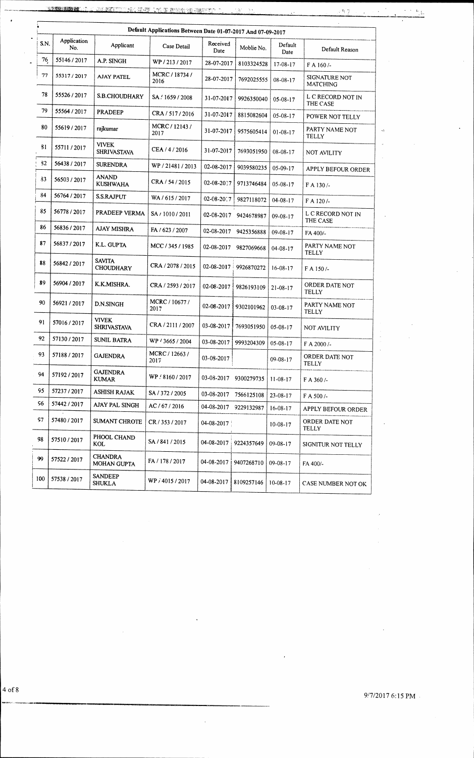| Default Applications Between Date 01-07-2017 And 07-09-2017 | | | | | | | |
|---|---|---|---|---|---|---|---|
| S.N. | Application No. | Applicant | Case Detail | Received Date | Moblie No. | Default Date | Default Reason |
| 76 | 55146 / 2017 | A.P. SINGH | WP / 213 / 2017 | 28-07-2017 | 8103324528 | 17-08-17 | F A 160 /- |
| 77 | 55317 / 2017 | AJAY PATEL | MCRC / 18734 / 2016 | 28-07-2017 | 7692025555 | 08-08-17 | SIGNATURE NOT MATCHING |
| 78 | 55526 / 2017 | S.B.CHOUDHARY | SA / 1659 / 2008 | 31-07-2017 | 9926350040 | 05-08-17 | L C RECORD NOT IN THE CASE |
| 79 | 55564 / 2017 | PRADEEP | CRA / 517 / 2016 | 31-07-2017 | 8815082604 | 05-08-17 | POWER NOT TELLY |
| 80 | 55619 / 2017 | rajkumar | MCRC / 12143 / 2017 | 31-07-2017 | 9575605414 | 01-08-17 | PARTY NAME NOT TELLY |
| 81 | 55711 / 2017 | VIVEK SHRIVASTAVA | CEA / 4 / 2016 | 31-07-2017 | 7693051950 | 08-08-17 | NOT AVILITY |
| 82 | 56438 / 2017 | SURENDRA | WP / 21481 / 2013 | 02-08-2017 | 9039580235 | 05-09-17 | APPLY BEFOUR ORDER |
| 83 | 56503 / 2017 | ANAND KUSHWAHA | CRA / 54 / 2015 | 02-08-2017 | 9713746484 | 05-08-17 | F A 130 /- |
| 84 | 56764 / 2017 | S.S.RAJPUT | WA / 615 / 2017 | 02-08-2017 | 9827118072 | 04-08-17 | F A 120 /- |
| 85 | 56778 / 2017 | PRADEEP VERMA | SA / 1010 / 2011 | 02-08-2017 | 9424678987 | 09-08-17 | L C RECORD NOT IN THE CASE |
| 86 | 56836 / 2017 | AJAY MISHRA | FA / 623 / 2007 | 02-08-2017 | 9425356888 | 09-08-17 | FA 400/- |
| 87 | 56837 / 2017 | K.L. GUPTA | MCC / 345 / 1985 | 02-08-2017 | 9827069668 | 04-08-17 | PARTY NAME NOT TELLY |
| 88 | 56842 / 2017 | SAVITA CHOUDHARY | CRA / 2078 / 2015 | 02-08-2017 | 9926870272 | 16-08-17 | F A 150 /- |
| 89 | 56904 / 2017 | K.K.MISHRA. | CRA / 2593 / 2017 | 02-08-2017 | 9826193109 | 21-08-17 | ORDER DATE NOT TELLY |
| 90 | 56921 / 2017 | D.N.SINGH | MCRC / 10677 / 2017 | 02-08-2017 | 9302101962 | 03-08-17 | PARTY NAME NOT TELLY |
| 91 | 57016 / 2017 | VIVEK SHRIVASTAVA | CRA / 2111 / 2007 | 03-08-2017 | 7693051950 | 05-08-17 | NOT AVILITY |
| 92 | 57130 / 2017 | SUNIL BATRA | WP / 3665 / 2004 | 03-08-2017 | 9993204309 | 05-08-17 | F A 2000 /- |
| 93 | 57188 / 2017 | GAJENDRA | MCRC / 12663 / 2017 | 03-08-2017 | | 09-08-17 | ORDER DATE NOT TELLY |
| 94 | 57192 / 2017 | GAJENDRA KUMAR | WP / 8160 / 2017 | 03-08-2017 | 9300279735 | 11-08-17 | F A 360 /- |
| 95 | 57237 / 2017 | ASHISH RAJAK | SA / 372 / 2005 | 03-08-2017 | 7566125108 | 23-08-17 | F A 500 /- |
| 96 | 57442 / 2017 | AJAY PAL SINGH | AC / 67 / 2016 | 04-08-2017 | 9229132987 | 16-08-17 | APPLY BEFOUR ORDER |
| 97 | 57480 / 2017 | SUMANT CHROTE | CR / 353 / 2017 | 04-08-2017 | | 10-08-17 | ORDER DATE NOT TELLY |
| 98 | 57510 / 2017 | PHOOL CHAND KOL | SA / 841 / 2015 | 04-08-2017 | 9224357649 | 09-08-17 | SIGNITUR NOT TELLY |
| 99 | 57522 / 2017 | CHANDRA MOHAN GUPTA | FA / 178 / 2017 | 04-08-2017 | 9407268710 | 09-08-17 | FA 400/- |
| 100 | 57538 / 2017 | SANDEEP SHUKLA | WP / 4015 / 2017 | 04-08-2017 | 8109257146 | 10-08-17 | CASE NUMBER NOT OK |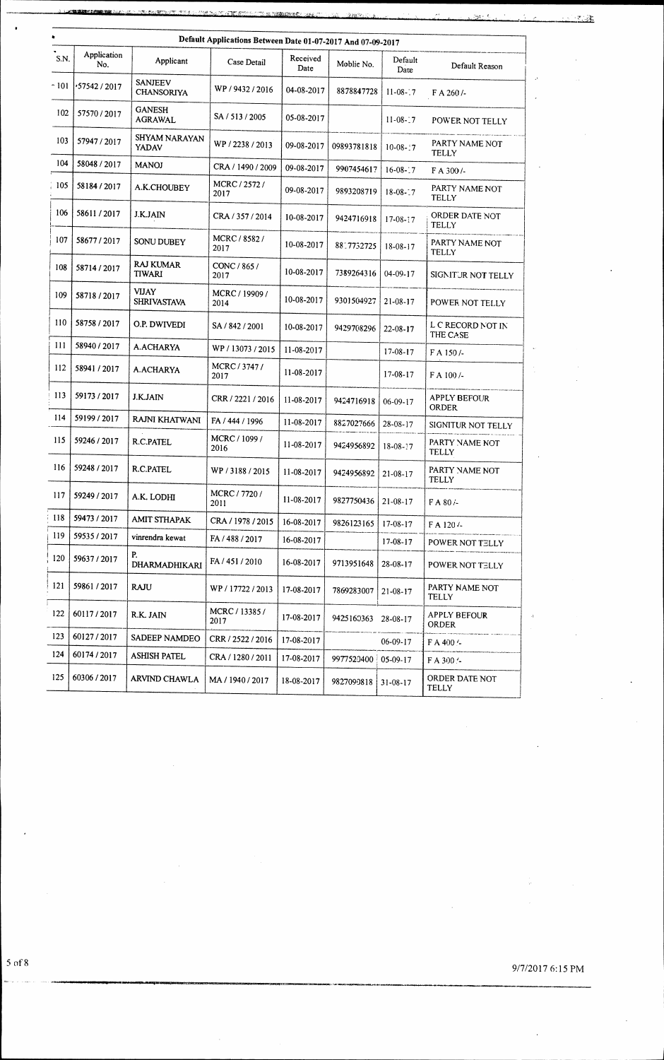| S.N. | Application No. | Applicant | Case Detail | Received Date | Moblie No. | Default Date | Default Reason |
|---|---|---|---|---|---|---|---|
| 101 | 57542 / 2017 | SANJEEV CHANSORIYA | WP / 9432 / 2016 | 04-08-2017 | 8878847728 | 11-08-17 | F A 260 /- |
| 102 | 57570 / 2017 | GANESH AGRAWAL | SA / 513 / 2005 | 05-08-2017 | | 11-08-17 | POWER NOT TELLY |
| 103 | 57947 / 2017 | SHYAM NARAYAN YADAV | WP / 2238 / 2013 | 09-08-2017 | 09893781818 | 10-08-17 | PARTY NAME NOT TELLY |
| 104 | 58048 / 2017 | MANOJ | CRA / 1490 / 2009 | 09-08-2017 | 9907454617 | 16-08-17 | F A 300 /- |
| 105 | 58184 / 2017 | A.K.CHOUBEY | MCRC / 2572 / 2017 | 09-08-2017 | 9893208719 | 18-08-17 | PARTY NAME NOT TELLY |
| 106 | 58611 / 2017 | J.K.JAIN | CRA / 357 / 2014 | 10-08-2017 | 9424716918 | 17-08-17 | ORDER DATE NOT TELLY |
| 107 | 58677 / 2017 | SONU DUBEY | MCRC / 8582 / 2017 | 10-08-2017 | 8817732725 | 18-08-17 | PARTY NAME NOT TELLY |
| 108 | 58714 / 2017 | RAJ KUMAR TIWARI | CONC / 865 / 2017 | 10-08-2017 | 7389264316 | 04-09-17 | SIGNITUR NOT TELLY |
| 109 | 58718 / 2017 | VIJAY SHRIVASTAVA | MCRC / 19909 / 2014 | 10-08-2017 | 9301504927 | 21-08-17 | POWER NOT TELLY |
| 110 | 58758 / 2017 | O.P. DWIVEDI | SA / 842 / 2001 | 10-08-2017 | 9429708296 | 22-08-17 | L C RECORD NOT IN THE CASE |
| 111 | 58940 / 2017 | A.ACHARYA | WP / 13073 / 2015 | 11-08-2017 | | 17-08-17 | F A 150 /- |
| 112 | 58941 / 2017 | A.ACHARYA | MCRC / 3747 / 2017 | 11-08-2017 | | 17-08-17 | F A 100 /- |
| 113 | 59173 / 2017 | J.K.JAIN | CRR / 2221 / 2016 | 11-08-2017 | 9424716918 | 06-09-17 | APPLY BEFOUR ORDER |
| 114 | 59199 / 2017 | RAJNI KHATWANI | FA / 444 / 1996 | 11-08-2017 | 8827027666 | 28-08-17 | SIGNITUR NOT TELLY |
| 115 | 59246 / 2017 | R.C.PATEL | MCRC / 1099 / 2016 | 11-08-2017 | 9424956892 | 18-08-17 | PARTY NAME NOT TELLY |
| 116 | 59248 / 2017 | R.C.PATEL | WP / 3188 / 2015 | 11-08-2017 | 9424956892 | 21-08-17 | PARTY NAME NOT TELLY |
| 117 | 59249 / 2017 | A.K. LODHI | MCRC / 7720 / 2011 | 11-08-2017 | 9827750436 | 21-08-17 | F A 80 /- |
| 118 | 59473 / 2017 | AMIT STHAPAK | CRA / 1978 / 2015 | 16-08-2017 | 9826123165 | 17-08-17 | F A 120 /- |
| 119 | 59535 / 2017 | vinrendra kewat | FA / 488 / 2017 | 16-08-2017 | | 17-08-17 | POWER NOT TELLY |
| 120 | 59637 / 2017 | P. DHARMADHIKARI | FA / 451 / 2010 | 16-08-2017 | 9713951648 | 28-08-17 | POWER NOT TELLY |
| 121 | 59861 / 2017 | RAJU | WP / 17722 / 2013 | 17-08-2017 | 7869283007 | 21-08-17 | PARTY NAME NOT TELLY |
| 122 | 60117 / 2017 | R.K. JAIN | MCRC / 13385 / 2017 | 17-08-2017 | 9425160363 | 28-08-17 | APPLY BEFOUR ORDER |
| 123 | 60127 / 2017 | SADEEP NAMDEO | CRR / 2522 / 2016 | 17-08-2017 | | 06-09-17 | F A 400 /- |
| 124 | 60174 / 2017 | ASHISH PATEL | CRA / 1280 / 2011 | 17-08-2017 | 9977520400 | 05-09-17 | F A 300 /- |
| 125 | 60306 / 2017 | ARVIND CHAWLA | MA / 1940 / 2017 | 18-08-2017 | 9827090818 | 31-08-17 | ORDER DATE NOT TELLY |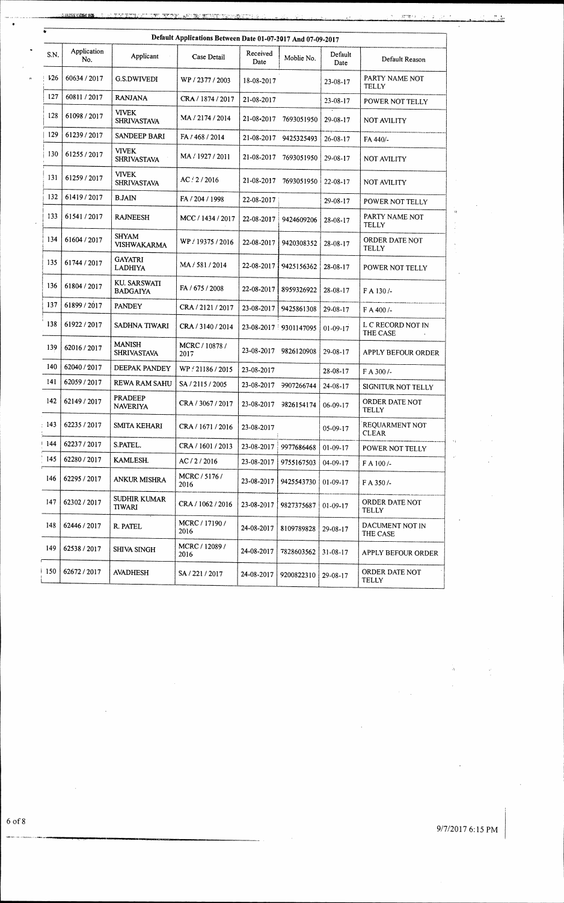| Default Applications Between Date 01-07-2017 And 07-09-2017 | | | | | | | |
|---|---|---|---|---|---|---|---|
| S.N. | Application No. | Applicant | Case Detail | Received Date | Moblie No. | Default Date | Default Reason |
| 126 | 60634 / 2017 | G.S.DWIVEDI | WP / 2377 / 2003 | 18-08-2017 | | 23-08-17 | PARTY NAME NOT TELLY |
| 127 | 60811 / 2017 | RANJANA | CRA / 1874 / 2017 | 21-08-2017 | | 23-08-17 | POWER NOT TELLY |
| 128 | 61098 / 2017 | VIVEK SHRIVASTAVA | MA / 2174 / 2014 | 21-08-2017 | 7693051950 | 29-08-17 | NOT AVILITY |
| 129 | 61239 / 2017 | SANDEEP BARI | FA / 468 / 2014 | 21-08-2017 | 9425325493 | 26-08-17 | FA 440/- |
| 130 | 61255 / 2017 | VIVEK SHRIVASTAVA | MA / 1927 / 2011 | 21-08-2017 | 7693051950 | 29-08-17 | NOT AVILITY |
| 131 | 61259 / 2017 | VIVEK SHRIVASTAVA | AC / 2 / 2016 | 21-08-2017 | 7693051950 | 22-08-17 | NOT AVILITY |
| 132 | 61419 / 2017 | B.JAIN | FA / 204 / 1998 | 22-08-2017 | | 29-08-17 | POWER NOT TELLY |
| 133 | 61541 / 2017 | RAJNEESH | MCC / 1434 / 2017 | 22-08-2017 | 9424609206 | 28-08-17 | PARTY NAME NOT TELLY |
| 134 | 61604 / 2017 | SHYAM VISHWAKARMA | WP / 19375 / 2016 | 22-08-2017 | 9420308352 | 28-08-17 | ORDER DATE NOT TELLY |
| 135 | 61744 / 2017 | GAYATRI LADHIYA | MA / 581 / 2014 | 22-08-2017 | 9425156362 | 28-08-17 | POWER NOT TELLY |
| 136 | 61804 / 2017 | KU. SARSWATI BADGAIYA | FA / 675 / 2008 | 22-08-2017 | 8959326922 | 28-08-17 | F A 130 /- |
| 137 | 61899 / 2017 | PANDEY | CRA / 2121 / 2017 | 23-08-2017 | 9425861308 | 29-08-17 | F A 400 /- |
| 138 | 61922 / 2017 | SADHNA TIWARI | CRA / 3140 / 2014 | 23-08-2017 | 9301147095 | 01-09-17 | L C RECORD NOT IN THE CASE |
| 139 | 62016 / 2017 | MANISH SHRIVASTAVA | MCRC / 10878 / 2017 | 23-08-2017 | 9826120908 | 29-08-17 | APPLY BEFOUR ORDER |
| 140 | 62040 / 2017 | DEEPAK PANDEY | WP / 21186 / 2015 | 23-08-2017 | | 28-08-17 | F A 300 /- |
| 141 | 62059 / 2017 | REWA RAM SAHU | SA / 2115 / 2005 | 23-08-2017 | 9907266744 | 24-08-17 | SIGNITUR NOT TELLY |
| 142 | 62149 / 2017 | PRADEEP NAVERIYA | CRA / 3067 / 2017 | 23-08-2017 | 9826154174 | 06-09-17 | ORDER DATE NOT TELLY |
| 143 | 62235 / 2017 | SMITA KEHARI | CRA / 1671 / 2016 | 23-08-2017 | | 05-09-17 | REQUARMENT NOT CLEAR |
| 144 | 62237 / 2017 | S.PATEL. | CRA / 1601 / 2013 | 23-08-2017 | 9977686468 | 01-09-17 | POWER NOT TELLY |
| 145 | 62280 / 2017 | KAMLESH. | AC / 2 / 2016 | 23-08-2017 | 9755167503 | 04-09-17 | F A 100 /- |
| 146 | 62295 / 2017 | ANKUR MISHRA | MCRC / 5176 / 2016 | 23-08-2017 | 9425543730 | 01-09-17 | F A 350 /- |
| 147 | 62302 / 2017 | SUDHIR KUMAR TIWARI | CRA / 1062 / 2016 | 23-08-2017 | 9827375687 | 01-09-17 | ORDER DATE NOT TELLY |
| 148 | 62446 / 2017 | R. PATEL | MCRC / 17190 / 2016 | 24-08-2017 | 8109789828 | 29-08-17 | DACUMENT NOT IN THE CASE |
| 149 | 62538 / 2017 | SHIVA SINGH | MCRC / 12089 / 2016 | 24-08-2017 | 7828603562 | 31-08-17 | APPLY BEFOUR ORDER |
| 150 | 62672 / 2017 | AVADHESH | SA / 221 / 2017 | 24-08-2017 | 9200822310 | 29-08-17 | ORDER DATE NOT TELLY |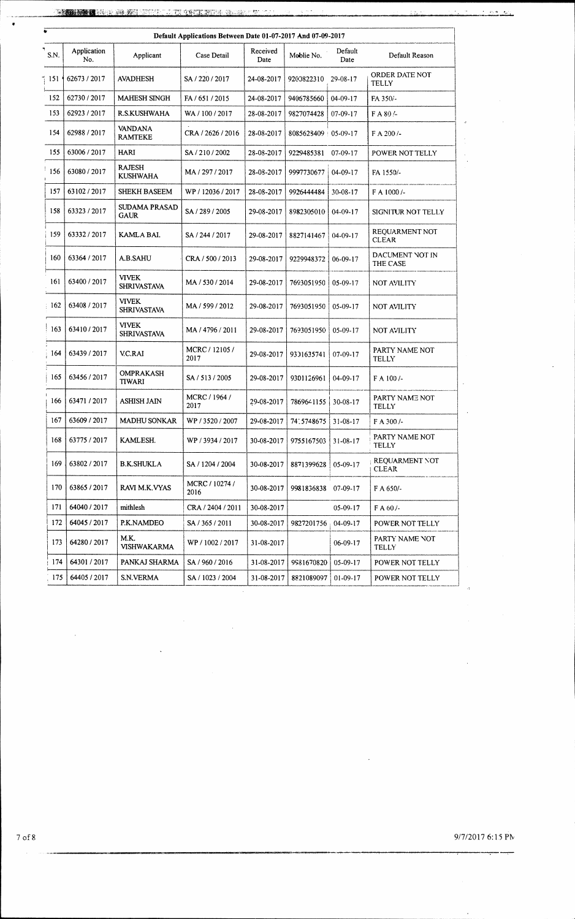**Default Applications Between Date 01-07-2017 And 07-09-2017**

| S.N. | Application No. | Applicant | Case Detail | Received Date | Moblie No. | Default Date | Default Reason |
|---|---|---|---|---|---|---|---|
| 151 | 62673 / 2017 | AVADHESH | SA / 220 / 2017 | 24-08-2017 | 9200822310 | 29-08-17 | ORDER DATE NOT TELLY |
| 152 | 62730 / 2017 | MAHESH SINGH | FA / 651 / 2015 | 24-08-2017 | 9406785660 | 04-09-17 | FA 350/- |
| 153 | 62923 / 2017 | R.S.KUSHWAHA | WA / 100 / 2017 | 28-08-2017 | 9827074428 | 07-09-17 | F A 80 /- |
| 154 | 62988 / 2017 | VANDANA RAMTEKE | CRA / 2626 / 2016 | 28-08-2017 | 8085628409 | 05-09-17 | F A 200 /- |
| 155 | 63006 / 2017 | HARI | SA / 210 / 2002 | 28-08-2017 | 9229485381 | 07-09-17 | POWER NOT TELLY |
| 156 | 63080 / 2017 | RAJESH KUSHWAHA | MA / 297 / 2017 | 28-08-2017 | 9997730677 | 04-09-17 | FA 1550/- |
| 157 | 63102 / 2017 | SHEKH BASEEM | WP / 12036 / 2017 | 28-08-2017 | 9926444484 | 30-08-17 | F A 1000 /- |
| 158 | 63323 / 2017 | SUDAMA PRASAD GAUR | SA / 289 / 2005 | 29-08-2017 | 8982305010 | 04-09-17 | SIGNITUR NOT TELLY |
| 159 | 63332 / 2017 | KAMLA BAI. | SA / 244 / 2017 | 29-08-2017 | 8827141467 | 04-09-17 | REQUARMENT NOT CLEAR |
| 160 | 63364 / 2017 | A.B.SAHU | CRA / 500 / 2013 | 29-08-2017 | 9229948372 | 06-09-17 | DACUMENT NOT IN THE CASE |
| 161 | 63400 / 2017 | VIVEK SHRIVASTAVA | MA / 530 / 2014 | 29-08-2017 | 7693051950 | 05-09-17 | NOT AVILITY |
| 162 | 63408 / 2017 | VIVEK SHRIVASTAVA | MA / 599 / 2012 | 29-08-2017 | 7693051950 | 05-09-17 | NOT AVILITY |
| 163 | 63410 / 2017 | VIVEK SHRIVASTAVA | MA / 4796 / 2011 | 29-08-2017 | 7693051950 | 05-09-17 | NOT AVILITY |
| 164 | 63439 / 2017 | V.C.RAI | MCRC / 12105 / 2017 | 29-08-2017 | 9331635741 | 07-09-17 | PARTY NAME NOT TELLY |
| 165 | 63456 / 2017 | OMPRAKASH TIWARI | SA / 513 / 2005 | 29-08-2017 | 9301126961 | 04-09-17 | F A 100 /- |
| 166 | 63471 / 2017 | ASHISH JAIN | MCRC / 1964 / 2017 | 29-08-2017 | 7869641155 | 30-08-17 | PARTY NAME NOT TELLY |
| 167 | 63609 / 2017 | MADHU SONKAR | WP / 3520 / 2007 | 29-08-2017 | 7415748675 | 31-08-17 | F A 300 /- |
| 168 | 63775 / 2017 | KAMLESH. | WP / 3934 / 2017 | 30-08-2017 | 9755167503 | 31-08-17 | PARTY NAME NOT TELLY |
| 169 | 63802 / 2017 | B.K.SHUKLA | SA / 1204 / 2004 | 30-08-2017 | 8871399628 | 05-09-17 | REQUARMENT NOT CLEAR |
| 170 | 63865 / 2017 | RAVI M.K.VYAS | MCRC / 10274 / 2016 | 30-08-2017 | 9981836838 | 07-09-17 | F A 650/- |
| 171 | 64040 / 2017 | mithlesh | CRA / 2404 / 2011 | 30-08-2017 | | 05-09-17 | F A 60 /- |
| 172 | 64045 / 2017 | P.K.NAMDEO | SA / 365 / 2011 | 30-08-2017 | 9827201756 | 04-09-17 | POWER NOT TELLY |
| 173 | 64280 / 2017 | M.K. VISHWAKARMA | WP / 1002 / 2017 | 31-08-2017 | | 06-09-17 | PARTY NAME NOT TELLY |
| 174 | 64301 / 2017 | PANKAJ SHARMA | SA / 960 / 2016 | 31-08-2017 | 9981670820 | 05-09-17 | POWER NOT TELLY |
| 175 | 64405 / 2017 | S.N.VERMA | SA / 1023 / 2004 | 31-08-2017 | 8821089097 | 01-09-17 | POWER NOT TELLY |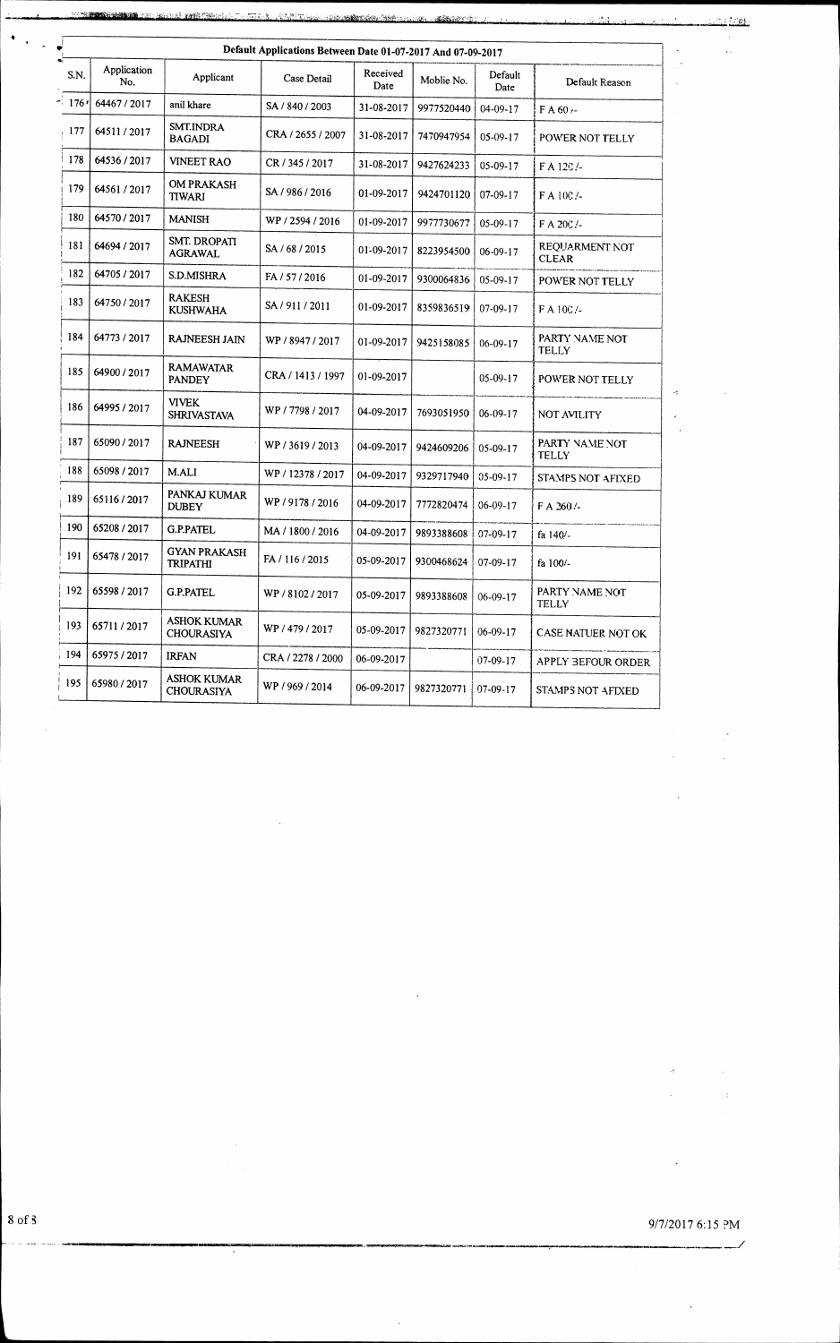## Default Applications Between Date 01-07-2017 And 07-09-2017

| S.N. | Application No. | Applicant | Case Detail | Received Date | Moblie No. | Default Date | Default Reason |
|---|---|---|---|---|---|---|---|
| 176 | 64467 / 2017 | anil khare | SA / 840 / 2003 | 31-08-2017 | 9977520440 | 04-09-17 | F A 60/- |
| 177 | 64511 / 2017 | SMT.INDRA BAGADI | CRA / 2655 / 2007 | 31-08-2017 | 7470947954 | 05-09-17 | POWER NOT TELLY |
| 178 | 64536 / 2017 | VINEET RAO | CR / 345 / 2017 | 31-08-2017 | 9427624233 | 05-09-17 | F A 120/- |
| 179 | 64561 / 2017 | OM PRAKASH TIWARI | SA / 986 / 2016 | 01-09-2017 | 9424701120 | 07-09-17 | F A 100/- |
| 180 | 64570 / 2017 | MANISH | WP / 2594 / 2016 | 01-09-2017 | 9977730677 | 05-09-17 | F A 200/- |
| 181 | 64694 / 2017 | SMT. DROPATI AGRAWAL | SA / 68 / 2015 | 01-09-2017 | 8223954500 | 06-09-17 | REQUARMENT NOT CLEAR |
| 182 | 64705 / 2017 | S.D.MISHRA | FA / 57 / 2016 | 01-09-2017 | 9300064836 | 05-09-17 | POWER NOT TELLY |
| 183 | 64750 / 2017 | RAKESH KUSHWAHA | SA / 911 / 2011 | 01-09-2017 | 8359836519 | 07-09-17 | F A 100/- |
| 184 | 64773 / 2017 | RAJNEESH JAIN | WP / 8947 / 2017 | 01-09-2017 | 9425158085 | 06-09-17 | PARTY NAME NOT TELLY |
| 185 | 64900 / 2017 | RAMAWATAR PANDEY | CRA / 1413 / 1997 | 01-09-2017 | | 05-09-17 | POWER NOT TELLY |
| 186 | 64995 / 2017 | VIVEK SHRIVASTAVA | WP / 7798 / 2017 | 04-09-2017 | 7693051950 | 06-09-17 | NOT AVILITY |
| 187 | 65090 / 2017 | RAJNEESH | WP / 3619 / 2013 | 04-09-2017 | 9424609206 | 05-09-17 | PARTY NAME NOT TELLY |
| 188 | 65098 / 2017 | M.ALI | WP / 12378 / 2017 | 04-09-2017 | 9329717940 | 05-09-17 | STAMPS NOT AFIXED |
| 189 | 65116 / 2017 | PANKAJ KUMAR DUBEY | WP / 9178 / 2016 | 04-09-2017 | 7772820474 | 06-09-17 | F A 260/- |
| 190 | 65208 / 2017 | G.P.PATEL | MA / 1800 / 2016 | 04-09-2017 | 9893388608 | 07-09-17 | fa 140/- |
| 191 | 65478 / 2017 | GYAN PRAKASH TRIPATHI | FA / 116 / 2015 | 05-09-2017 | 9300468624 | 07-09-17 | fa 100/- |
| 192 | 65598 / 2017 | G.P.PATEL | WP / 8102 / 2017 | 05-09-2017 | 9893388608 | 06-09-17 | PARTY NAME NOT TELLY |
| 193 | 65711 / 2017 | ASHOK KUMAR CHOURASIYA | WP / 479 / 2017 | 05-09-2017 | 9827320771 | 06-09-17 | CASE NATUER NOT OK |
| 194 | 65975 / 2017 | IRFAN | CRA / 2278 / 2000 | 06-09-2017 | | 07-09-17 | APPLY BEFOUR ORDER |
| 195 | 65980 / 2017 | ASHOK KUMAR CHOURASIYA | WP / 969 / 2014 | 06-09-2017 | 9827320771 | 07-09-17 | STAMPS NOT AFIXED |